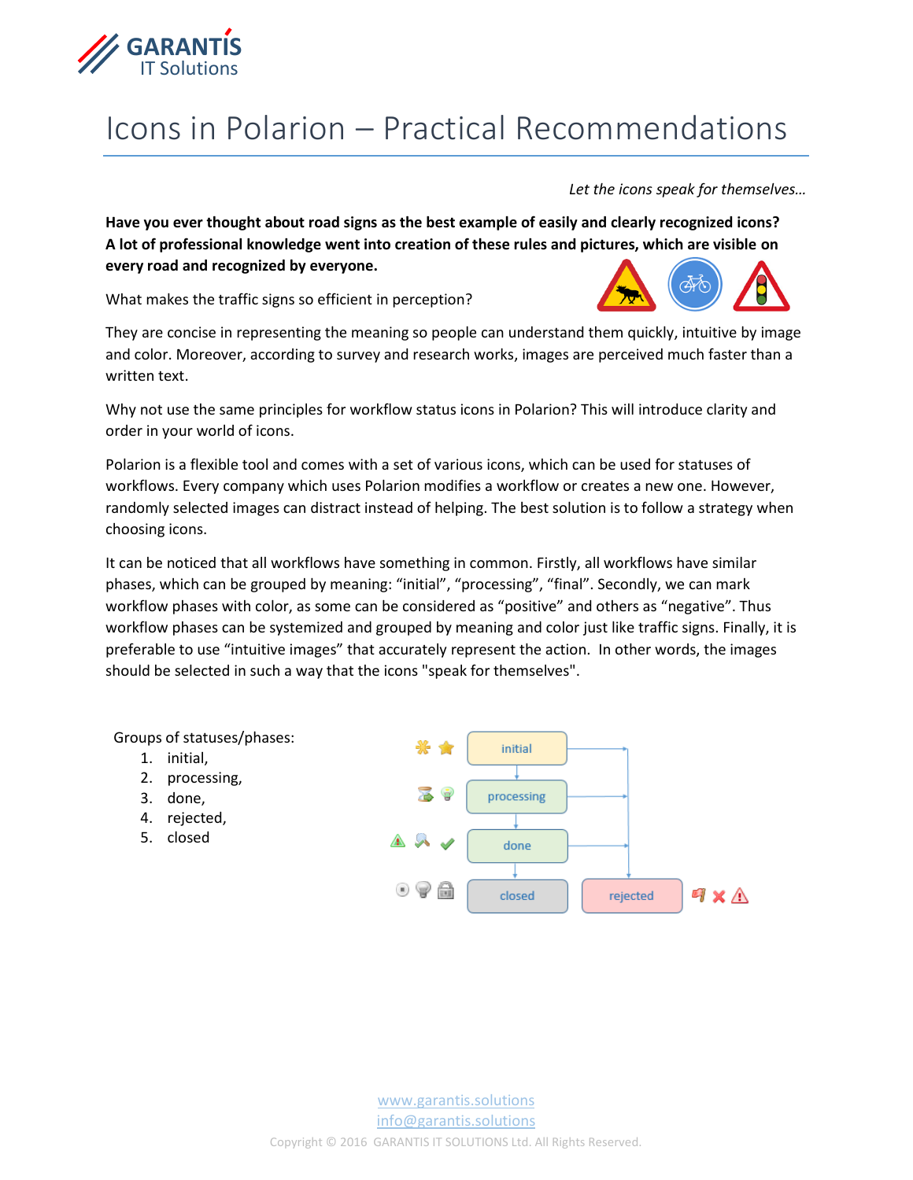# Icons in Polarion – Practical Recommendations

*Let the icons speak for themselves…*

**Have you ever thought about road signs as the best example of easily and clearly recognized icons? A lot of professional knowledge went into creation of these rules and pictures, which are visible on every road and recognized by everyone.**

What makes the traffic signs so efficient in perception?

They are concise in representing the meaning so people can understand them quickly, intuitive by image and color. Moreover, according to survey and research works, images are perceived much faster than a written text.

Why not use the same principles for workflow status icons in Polarion? This will introduce clarity and order in your world of icons.

Polarion is a flexible tool and comes with a set of various icons, which can be used for statuses of workflows. Every company which uses Polarion modifies a workflow or creates a new one. However, randomly selected images can distract instead of helping. The best solution is to follow a strategy when choosing icons.

It can be noticed that all workflows have something in common. Firstly, all workflows have similar phases, which can be grouped by meaning: "initial", "processing", "final". Secondly, we can mark workflow phases with color, as some can be considered as "positive" and others as "negative". Thus workflow phases can be systemized and grouped by meaning and color just like traffic signs. Finally, it is preferable to use "intuitive images" that accurately represent the action. In other words, the images should be selected in such a way that the icons "speak for themselves".

Groups of statuses/phases:

1. initial,
2. processing,
3. done,
4. rejected,
5. closed

initial

processing

done

closed

rejected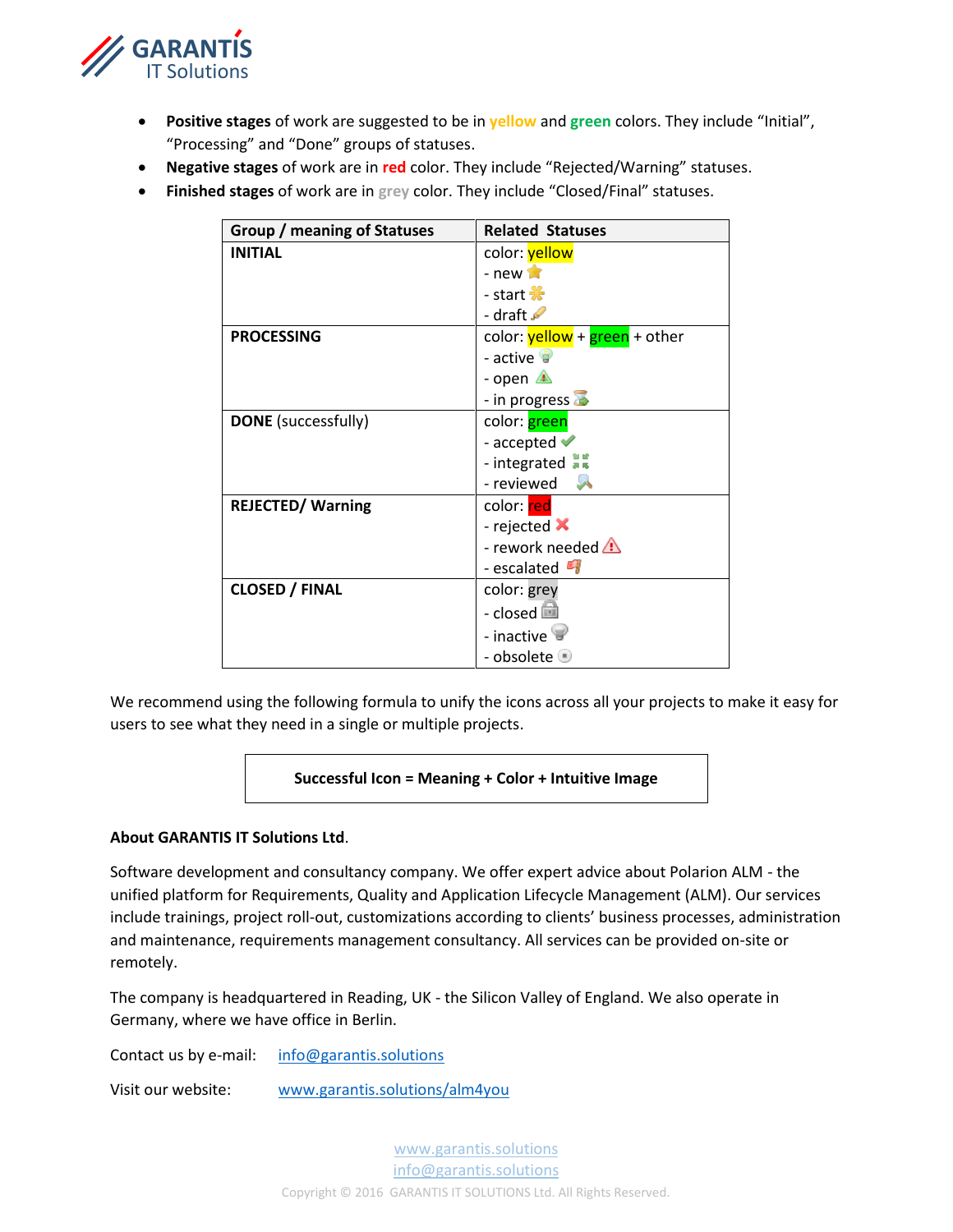- **Positive stages** of work are suggested to be in **yellow** and **green** colors. They include “Initial”, “Processing” and “Done” groups of statuses.
- **Negative stages** of work are in **red** color. They include “Rejected/Warning” statuses.
- **Finished stages** of work are in **grey** color. They include “Closed/Final” statuses.

| Group / meaning of Statuses | Related Statuses |
|---|---|
| **INITIAL** | color: yellow<br>- new<br>- start<br>- draft |
| **PROCESSING** | color: yellow + green + other<br>- active<br>- open<br>- in progress |
| **DONE** (successfully) | color: green<br>- accepted<br>- integrated<br>- reviewed |
| **REJECTED/ Warning** | color: red<br>- rejected<br>- rework needed<br>- escalated |
| **CLOSED / FINAL** | color: grey<br>- closed<br>- inactive<br>- obsolete |

We recommend using the following formula to unify the icons across all your projects to make it easy for users to see what they need in a single or multiple projects.

**Successful Icon = Meaning + Color + Intuitive Image**

**About GARANTIS IT Solutions Ltd**.

Software development and consultancy company. We offer expert advice about Polarion ALM - the unified platform for Requirements, Quality and Application Lifecycle Management (ALM). Our services include trainings, project roll-out, customizations according to clients’ business processes, administration and maintenance, requirements management consultancy. All services can be provided on-site or remotely.

The company is headquartered in Reading, UK - the Silicon Valley of England. We also operate in Germany, where we have office in Berlin.

Contact us by e-mail: info@garantis.solutions

Visit our website: www.garantis.solutions/alm4you